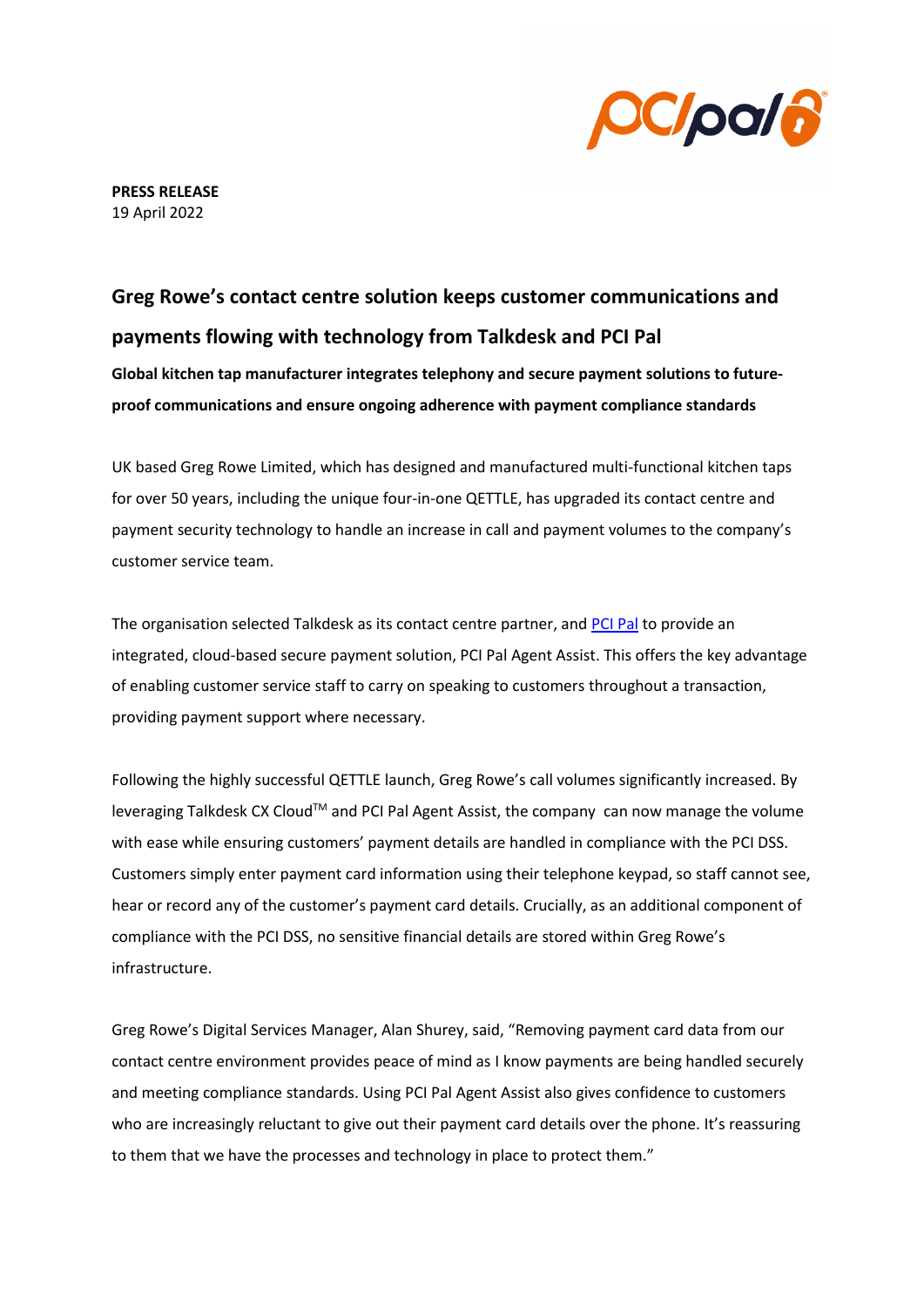**PRESS RELEASE**
19 April 2022

# Greg Rowe's contact centre solution keeps customer communications and payments flowing with technology from Talkdesk and PCI Pal

**Global kitchen tap manufacturer integrates telephony and secure payment solutions to future-proof communications and ensure ongoing adherence with payment compliance standards**

UK based Greg Rowe Limited, which has designed and manufactured multi-functional kitchen taps for over 50 years, including the unique four-in-one QETTLE, has upgraded its contact centre and payment security technology to handle an increase in call and payment volumes to the company's customer service team.

The organisation selected Talkdesk as its contact centre partner, and PCI Pal to provide an integrated, cloud-based secure payment solution, PCI Pal Agent Assist. This offers the key advantage of enabling customer service staff to carry on speaking to customers throughout a transaction, providing payment support where necessary.

Following the highly successful QETTLE launch, Greg Rowe's call volumes significantly increased. By leveraging Talkdesk CX Cloud™ and PCI Pal Agent Assist, the company can now manage the volume with ease while ensuring customers' payment details are handled in compliance with the PCI DSS. Customers simply enter payment card information using their telephone keypad, so staff cannot see, hear or record any of the customer's payment card details. Crucially, as an additional component of compliance with the PCI DSS, no sensitive financial details are stored within Greg Rowe's infrastructure.

Greg Rowe's Digital Services Manager, Alan Shurey, said, "Removing payment card data from our contact centre environment provides peace of mind as I know payments are being handled securely and meeting compliance standards. Using PCI Pal Agent Assist also gives confidence to customers who are increasingly reluctant to give out their payment card details over the phone. It's reassuring to them that we have the processes and technology in place to protect them."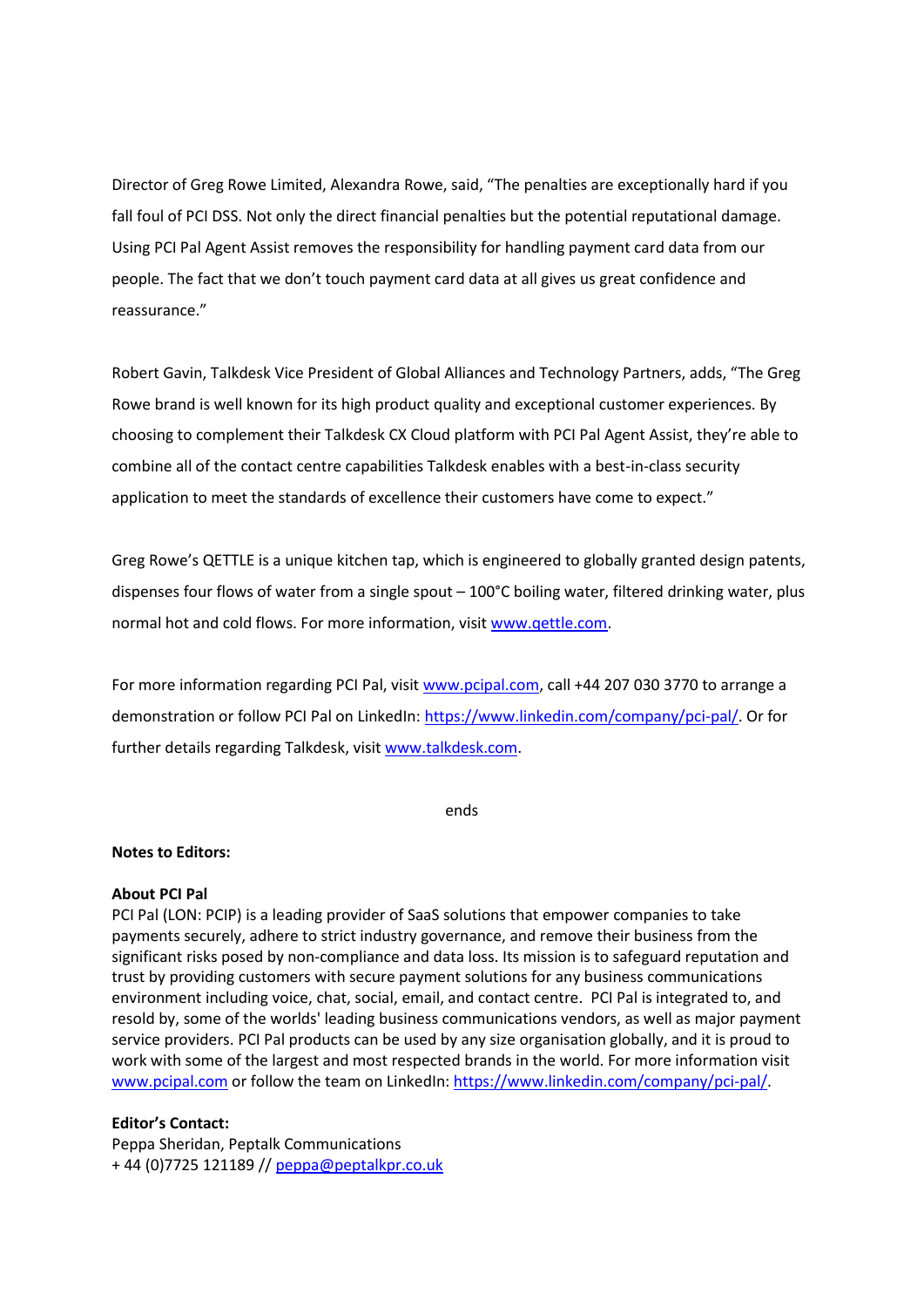Director of Greg Rowe Limited, Alexandra Rowe, said, "The penalties are exceptionally hard if you fall foul of PCI DSS. Not only the direct financial penalties but the potential reputational damage. Using PCI Pal Agent Assist removes the responsibility for handling payment card data from our people. The fact that we don't touch payment card data at all gives us great confidence and reassurance."

Robert Gavin, Talkdesk Vice President of Global Alliances and Technology Partners, adds, "The Greg Rowe brand is well known for its high product quality and exceptional customer experiences. By choosing to complement their Talkdesk CX Cloud platform with PCI Pal Agent Assist, they're able to combine all of the contact centre capabilities Talkdesk enables with a best-in-class security application to meet the standards of excellence their customers have come to expect."

Greg Rowe's QETTLE is a unique kitchen tap, which is engineered to globally granted design patents, dispenses four flows of water from a single spout – 100°C boiling water, filtered drinking water, plus normal hot and cold flows. For more information, visit [www.qettle.com](www.qettle.com).

For more information regarding PCI Pal, visit [www.pcipal.com](www.pcipal.com), call +44 207 030 3770 to arrange a demonstration or follow PCI Pal on LinkedIn: [https://www.linkedin.com/company/pci-pal/](https://www.linkedin.com/company/pci-pal/). Or for further details regarding Talkdesk, visit [www.talkdesk.com](www.talkdesk.com).

ends

**Notes to Editors:**

**About PCI Pal**
PCI Pal (LON: PCIP) is a leading provider of SaaS solutions that empower companies to take payments securely, adhere to strict industry governance, and remove their business from the significant risks posed by non-compliance and data loss. Its mission is to safeguard reputation and trust by providing customers with secure payment solutions for any business communications environment including voice, chat, social, email, and contact centre. PCI Pal is integrated to, and resold by, some of the worlds' leading business communications vendors, as well as major payment service providers. PCI Pal products can be used by any size organisation globally, and it is proud to work with some of the largest and most respected brands in the world. For more information visit [www.pcipal.com](www.pcipal.com) or follow the team on LinkedIn: [https://www.linkedin.com/company/pci-pal/](https://www.linkedin.com/company/pci-pal/).

**Editor's Contact:**
Peppa Sheridan, Peptalk Communications
+ 44 (0)7725 121189 // [peppa@peptalkpr.co.uk](mailto:peppa@peptalkpr.co.uk)